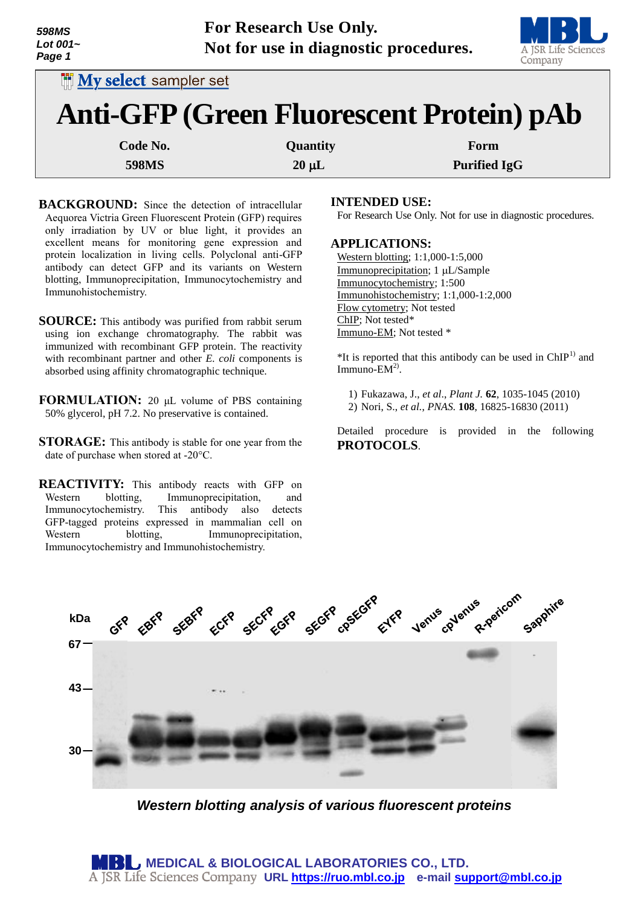598MS
Lot 001~

For Research Use Only.
Not for use in diagnostic procedures.

My select sampler set

# Anti-GFP (Green Fluorescent Protein) pAb

| Code No. | Quantity | Form |
|---|---|---|
| 598MS | 20 µL | Purified IgG |

**BACKGROUND:** Since the detection of intracellular Aequorea Victria Green Fluorescent Protein (GFP) requires only irradiation by UV or blue light, it provides an excellent means for monitoring gene expression and protein localization in living cells. Polyclonal anti-GFP antibody can detect GFP and its variants on Western blotting, Immunoprecipitation, Immunocytochemistry and Immunohistochemistry.

**SOURCE:** This antibody was purified from rabbit serum using ion exchange chromatography. The rabbit was immunized with recombinant GFP protein. The reactivity with recombinant partner and other *E. coli* components is absorbed using affinity chromatographic technique.

**FORMULATION:** 20 µL volume of PBS containing 50% glycerol, pH 7.2. No preservative is contained.

**STORAGE:** This antibody is stable for one year from the date of purchase when stored at -20°C.

**REACTIVITY:** This antibody reacts with GFP on Western blotting, Immunoprecipitation, and Immunocytochemistry. This antibody also detects GFP-tagged proteins expressed in mammalian cell on Western blotting, Immunoprecipitation, Immunocytochemistry and Immunohistochemistry.

**INTENDED USE:**
For Research Use Only. Not for use in diagnostic procedures.

**APPLICATIONS:**
Western blotting; 1:1,000-1:5,000
Immunoprecipitation; 1 µL/Sample
Immunocytochemistry; 1:500
Immunohistochemistry; 1:1,000-1:2,000
Flow cytometry; Not tested
ChIP; Not tested*
Immuno-EM; Not tested *

*It is reported that this antibody can be used in ChIP[1] and Immuno-EM[2].

1) Fukazawa, J., *et al., Plant J.* **62**, 1035-1045 (2010)
2) Nori, S., *et al., PNAS.* **108**, 16825-16830 (2011)

Detailed procedure is provided in the following **PROTOCOLS**.

kDa — GFP, EBFP, SEBFP, ECFP, SECFP, EGFP, SEGFP, cpSEGFP, EYFP, Venus, cpVenus, R-pericom, Sapphire — 67, 43, 30

*Western blotting analysis of various fluorescent proteins*

MBL MEDICAL & BIOLOGICAL LABORATORIES CO., LTD.
A JSR Life Sciences Company URL https://ruo.mbl.co.jp e-mail support@mbl.co.jp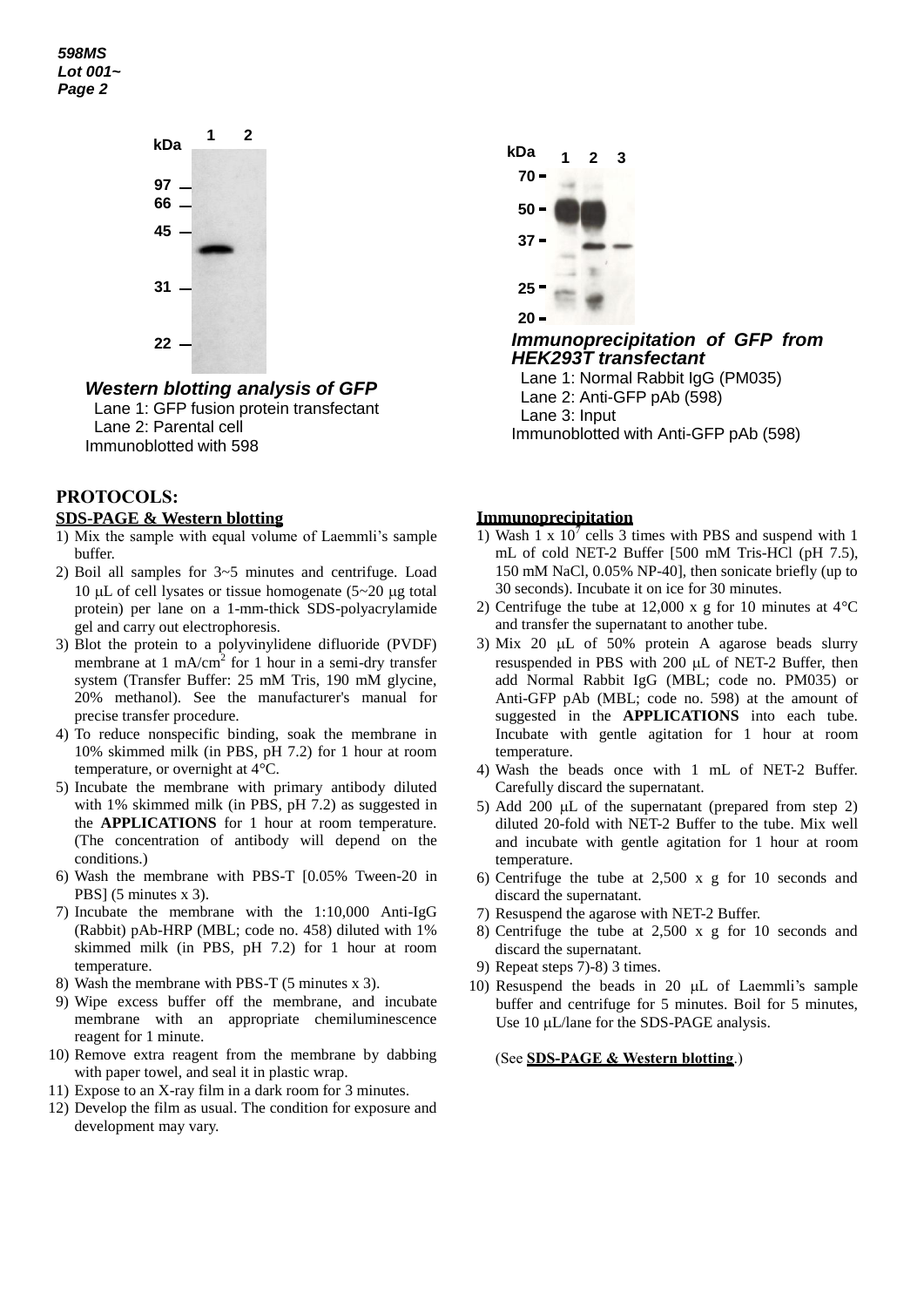**Western blotting analysis of GFP**

Lane 1: GFP fusion protein transfectant
Lane 2: Parental cell
Immunoblotted with 598

**Immunoprecipitation of GFP from HEK293T transfectant**

Lane 1: Normal Rabbit IgG (PM035)
Lane 2: Anti-GFP pAb (598)
Lane 3: Input
Immunoblotted with Anti-GFP pAb (598)

## PROTOCOLS:

### SDS-PAGE & Western blotting

1) Mix the sample with equal volume of Laemmli's sample buffer.
2) Boil all samples for 3~5 minutes and centrifuge. Load 10 μL of cell lysates or tissue homogenate (5~20 μg total protein) per lane on a 1-mm-thick SDS-polyacrylamide gel and carry out electrophoresis.
3) Blot the protein to a polyvinylidene difluoride (PVDF) membrane at 1 mA/cm$^2$ for 1 hour in a semi-dry transfer system (Transfer Buffer: 25 mM Tris, 190 mM glycine, 20% methanol). See the manufacturer's manual for precise transfer procedure.
4) To reduce nonspecific binding, soak the membrane in 10% skimmed milk (in PBS, pH 7.2) for 1 hour at room temperature, or overnight at 4°C.
5) Incubate the membrane with primary antibody diluted with 1% skimmed milk (in PBS, pH 7.2) as suggested in the **APPLICATIONS** for 1 hour at room temperature. (The concentration of antibody will depend on the conditions.)
6) Wash the membrane with PBS-T [0.05% Tween-20 in PBS] (5 minutes x 3).
7) Incubate the membrane with the 1:10,000 Anti-IgG (Rabbit) pAb-HRP (MBL; code no. 458) diluted with 1% skimmed milk (in PBS, pH 7.2) for 1 hour at room temperature.
8) Wash the membrane with PBS-T (5 minutes x 3).
9) Wipe excess buffer off the membrane, and incubate membrane with an appropriate chemiluminescence reagent for 1 minute.
10) Remove extra reagent from the membrane by dabbing with paper towel, and seal it in plastic wrap.
11) Expose to an X-ray film in a dark room for 3 minutes.
12) Develop the film as usual. The condition for exposure and development may vary.

### Immunoprecipitation

1) Wash 1 x 10$^7$ cells 3 times with PBS and suspend with 1 mL of cold NET-2 Buffer [500 mM Tris-HCl (pH 7.5), 150 mM NaCl, 0.05% NP-40], then sonicate briefly (up to 30 seconds). Incubate it on ice for 30 minutes.
2) Centrifuge the tube at 12,000 x g for 10 minutes at 4°C and transfer the supernatant to another tube.
3) Mix 20 μL of 50% protein A agarose beads slurry resuspended in PBS with 200 μL of NET-2 Buffer, then add Normal Rabbit IgG (MBL; code no. PM035) or Anti-GFP pAb (MBL; code no. 598) at the amount of suggested in the **APPLICATIONS** into each tube. Incubate with gentle agitation for 1 hour at room temperature.
4) Wash the beads once with 1 mL of NET-2 Buffer. Carefully discard the supernatant.
5) Add 200 μL of the supernatant (prepared from step 2) diluted 20-fold with NET-2 Buffer to the tube. Mix well and incubate with gentle agitation for 1 hour at room temperature.
6) Centrifuge the tube at 2,500 x g for 10 seconds and discard the supernatant.
7) Resuspend the agarose with NET-2 Buffer.
8) Centrifuge the tube at 2,500 x g for 10 seconds and discard the supernatant.
9) Repeat steps 7)-8) 3 times.
10) Resuspend the beads in 20 μL of Laemmli's sample buffer and centrifuge for 5 minutes. Boil for 5 minutes, Use 10 μL/lane for the SDS-PAGE analysis.

(See **SDS-PAGE & Western blotting**.)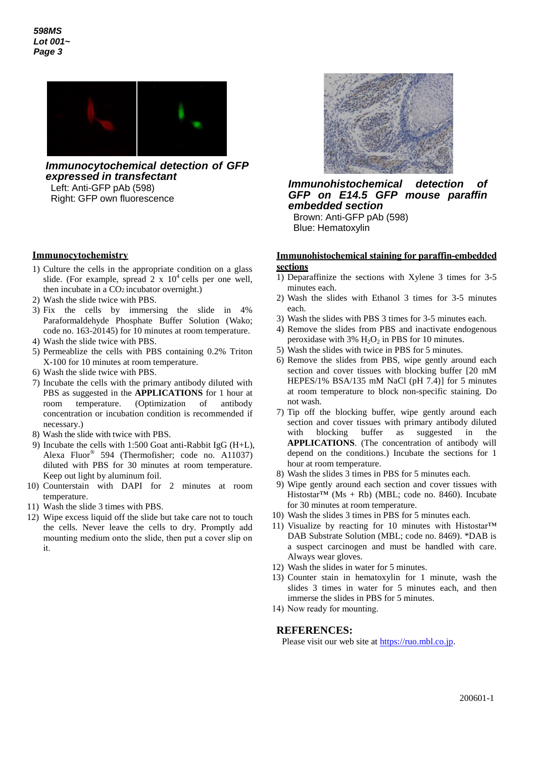***Immunocytochemical detection of GFP expressed in transfectant***

Left: Anti-GFP pAb (598)

Right: GFP own fluorescence

***Immunohistochemical detection of GFP on E14.5 GFP mouse paraffin embedded section***

Brown: Anti-GFP pAb (598)

Blue: Hematoxylin

## Immunocytochemistry

1) Culture the cells in the appropriate condition on a glass slide. (For example, spread 2 x $10^4$ cells per one well, then incubate in a $CO_2$ incubator overnight.)
2) Wash the slide twice with PBS.
3) Fix the cells by immersing the slide in 4% Paraformaldehyde Phosphate Buffer Solution (Wako; code no. 163-20145) for 10 minutes at room temperature.
4) Wash the slide twice with PBS.
5) Permeablize the cells with PBS containing 0.2% Triton X-100 for 10 minutes at room temperature.
6) Wash the slide twice with PBS.
7) Incubate the cells with the primary antibody diluted with PBS as suggested in the **APPLICATIONS** for 1 hour at room temperature. (Optimization of antibody concentration or incubation condition is recommended if necessary.)
8) Wash the slide with twice with PBS.
9) Incubate the cells with 1:500 Goat anti-Rabbit IgG (H+L), Alexa Fluor® 594 (Thermofisher; code no. A11037) diluted with PBS for 30 minutes at room temperature. Keep out light by aluminum foil.
10) Counterstain with DAPI for 2 minutes at room temperature.
11) Wash the slide 3 times with PBS.
12) Wipe excess liquid off the slide but take care not to touch the cells. Never leave the cells to dry. Promptly add mounting medium onto the slide, then put a cover slip on it.

## Immunohistochemical staining for paraffin-embedded sections

1) Deparaffinize the sections with Xylene 3 times for 3-5 minutes each.
2) Wash the slides with Ethanol 3 times for 3-5 minutes each.
3) Wash the slides with PBS 3 times for 3-5 minutes each.
4) Remove the slides from PBS and inactivate endogenous peroxidase with 3% $H_2O_2$ in PBS for 10 minutes.
5) Wash the slides with twice in PBS for 5 minutes.
6) Remove the slides from PBS, wipe gently around each section and cover tissues with blocking buffer [20 mM HEPES/1% BSA/135 mM NaCl (pH 7.4)] for 5 minutes at room temperature to block non-specific staining. Do not wash.
7) Tip off the blocking buffer, wipe gently around each section and cover tissues with primary antibody diluted with blocking buffer as suggested in the **APPLICATIONS**. (The concentration of antibody will depend on the conditions.) Incubate the sections for 1 hour at room temperature.
8) Wash the slides 3 times in PBS for 5 minutes each.
9) Wipe gently around each section and cover tissues with Histostar™ (Ms + Rb) (MBL; code no. 8460). Incubate for 30 minutes at room temperature.
10) Wash the slides 3 times in PBS for 5 minutes each.
11) Visualize by reacting for 10 minutes with Histostar™ DAB Substrate Solution (MBL; code no. 8469). *DAB is a suspect carcinogen and must be handled with care. Always wear gloves.
12) Wash the slides in water for 5 minutes.
13) Counter stain in hematoxylin for 1 minute, wash the slides 3 times in water for 5 minutes each, and then immerse the slides in PBS for 5 minutes.
14) Now ready for mounting.

## REFERENCES:

Please visit our web site at https://ruo.mbl.co.jp.

200601-1